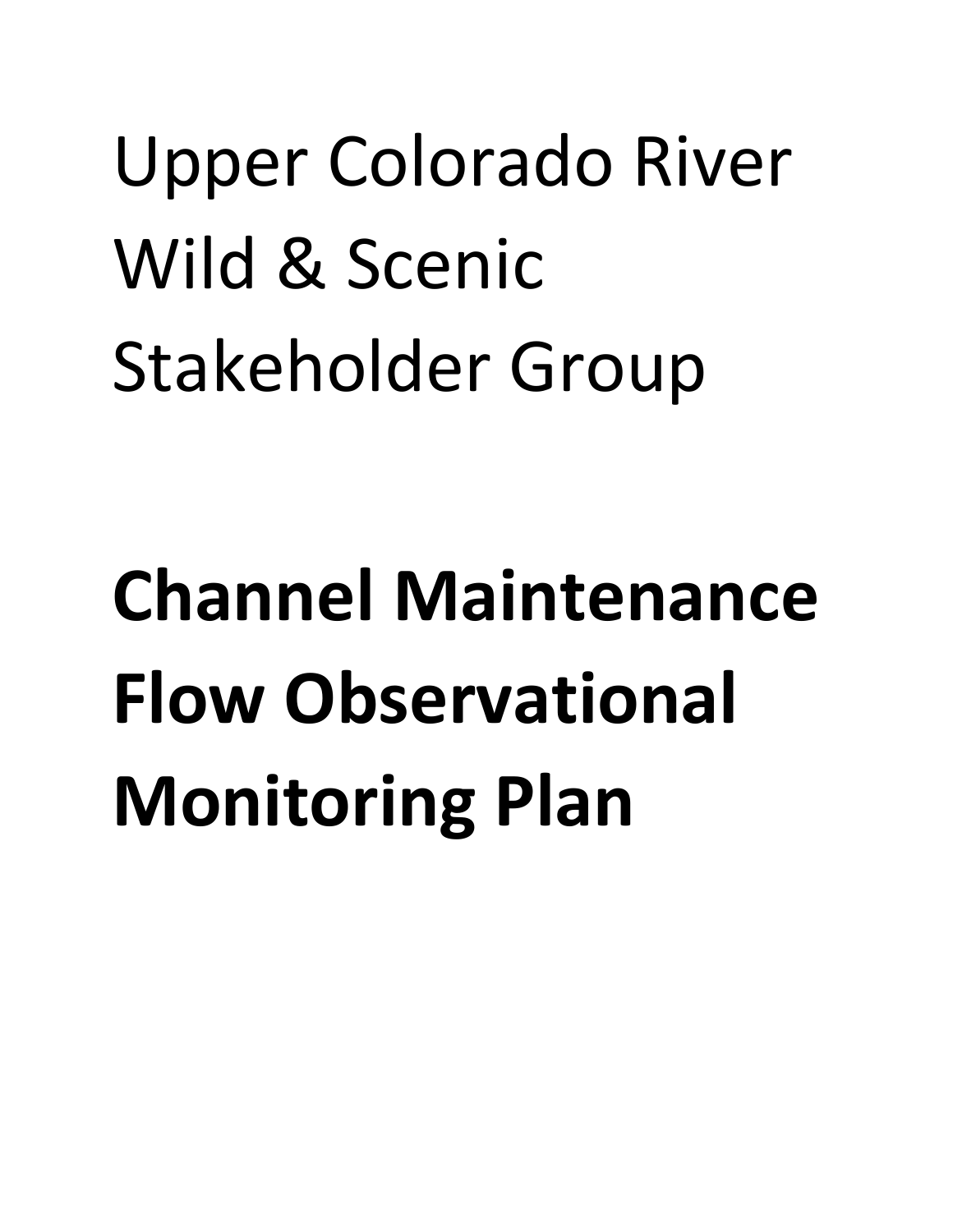# Upper Colorado River Wild & Scenic Stakeholder Group

# **Channel Maintenance Flow Observational Monitoring Plan**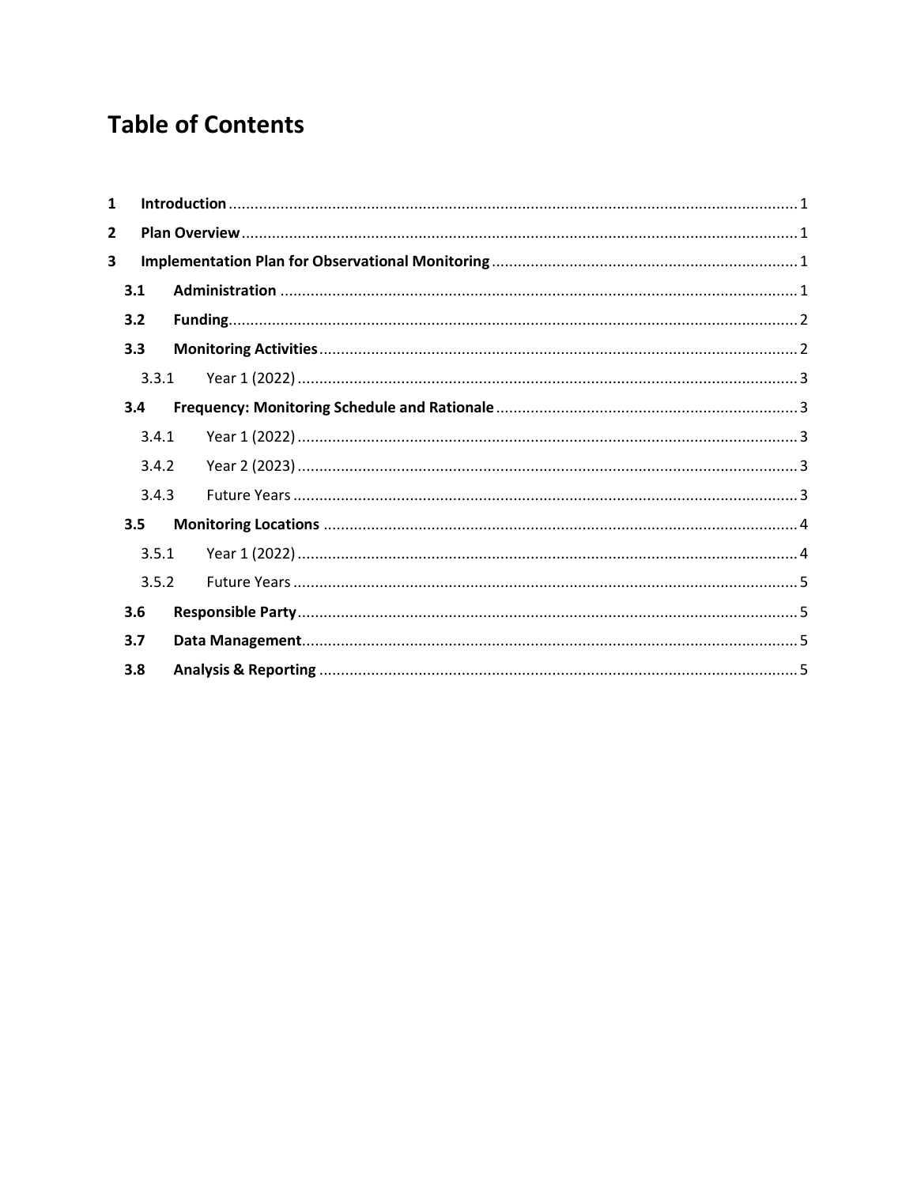# Table of Contents

| | | |
|---|---|---|
| **1** | **Introduction** | 1 |
| **2** | **Plan Overview** | 1 |
| **3** | **Implementation Plan for Observational Monitoring** | 1 |
| **3.1** | **Administration** | 1 |
| **3.2** | **Funding** | 2 |
| **3.3** | **Monitoring Activities** | 2 |
| 3.3.1 | Year 1 (2022) | 3 |
| **3.4** | **Frequency: Monitoring Schedule and Rationale** | 3 |
| 3.4.1 | Year 1 (2022) | 3 |
| 3.4.2 | Year 2 (2023) | 3 |
| 3.4.3 | Future Years | 3 |
| **3.5** | **Monitoring Locations** | 4 |
| 3.5.1 | Year 1 (2022) | 4 |
| 3.5.2 | Future Years | 5 |
| **3.6** | **Responsible Party** | 5 |
| **3.7** | **Data Management** | 5 |
| **3.8** | **Analysis & Reporting** | 5 |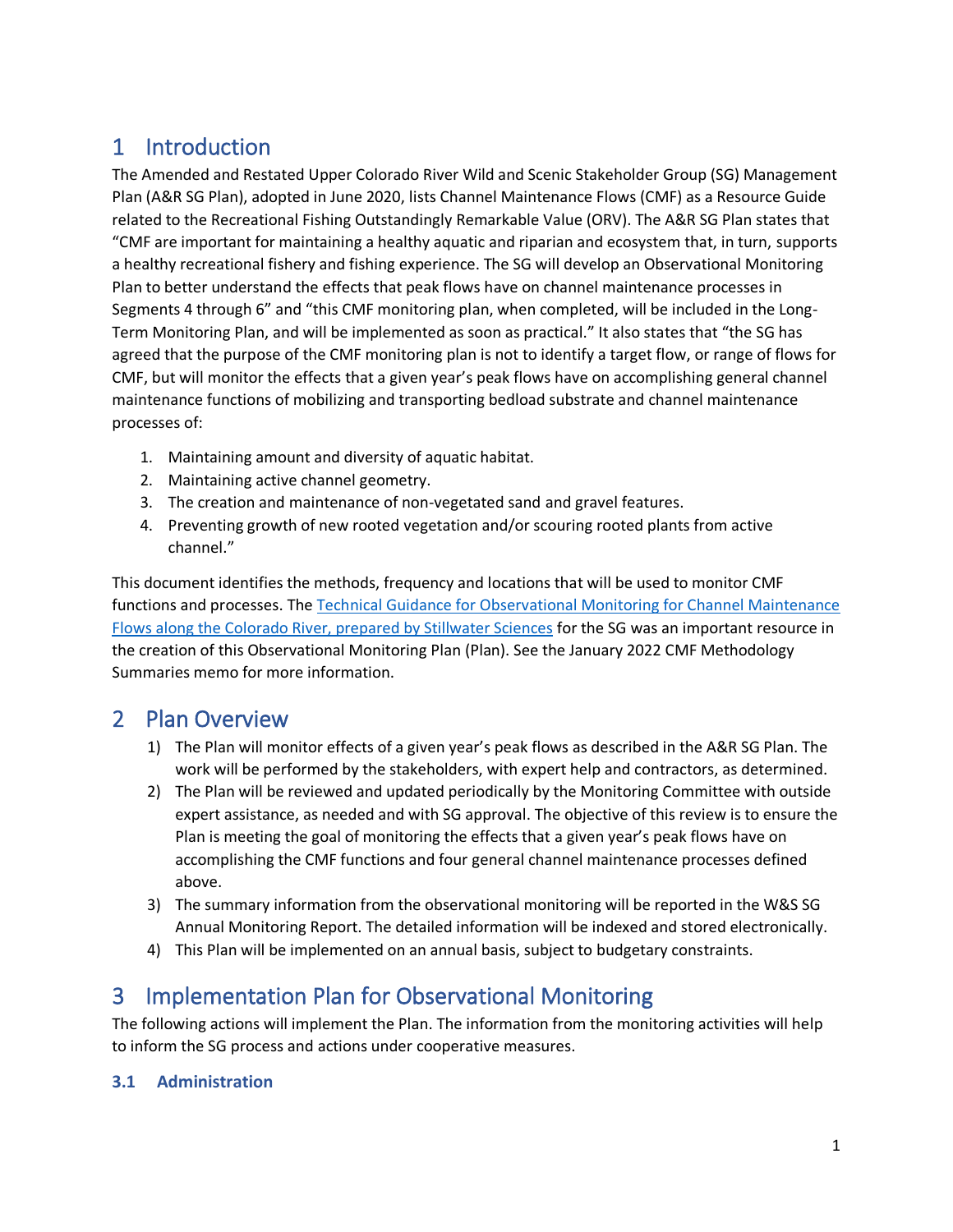# 1 Introduction

The Amended and Restated Upper Colorado River Wild and Scenic Stakeholder Group (SG) Management Plan (A&R SG Plan), adopted in June 2020, lists Channel Maintenance Flows (CMF) as a Resource Guide related to the Recreational Fishing Outstandingly Remarkable Value (ORV). The A&R SG Plan states that "CMF are important for maintaining a healthy aquatic and riparian and ecosystem that, in turn, supports a healthy recreational fishery and fishing experience. The SG will develop an Observational Monitoring Plan to better understand the effects that peak flows have on channel maintenance processes in Segments 4 through 6" and "this CMF monitoring plan, when completed, will be included in the Long-Term Monitoring Plan, and will be implemented as soon as practical." It also states that "the SG has agreed that the purpose of the CMF monitoring plan is not to identify a target flow, or range of flows for CMF, but will monitor the effects that a given year's peak flows have on accomplishing general channel maintenance functions of mobilizing and transporting bedload substrate and channel maintenance processes of:

1. Maintaining amount and diversity of aquatic habitat.
2. Maintaining active channel geometry.
3. The creation and maintenance of non-vegetated sand and gravel features.
4. Preventing growth of new rooted vegetation and/or scouring rooted plants from active channel."

This document identifies the methods, frequency and locations that will be used to monitor CMF functions and processes. The [Technical Guidance for Observational Monitoring for Channel Maintenance Flows along the Colorado River, prepared by Stillwater Sciences]() for the SG was an important resource in the creation of this Observational Monitoring Plan (Plan). See the January 2022 CMF Methodology Summaries memo for more information.

# 2 Plan Overview

1) The Plan will monitor effects of a given year's peak flows as described in the A&R SG Plan. The work will be performed by the stakeholders, with expert help and contractors, as determined.
2) The Plan will be reviewed and updated periodically by the Monitoring Committee with outside expert assistance, as needed and with SG approval. The objective of this review is to ensure the Plan is meeting the goal of monitoring the effects that a given year's peak flows have on accomplishing the CMF functions and four general channel maintenance processes defined above.
3) The summary information from the observational monitoring will be reported in the W&S SG Annual Monitoring Report. The detailed information will be indexed and stored electronically.
4) This Plan will be implemented on an annual basis, subject to budgetary constraints.

# 3 Implementation Plan for Observational Monitoring

The following actions will implement the Plan. The information from the monitoring activities will help to inform the SG process and actions under cooperative measures.

### 3.1 Administration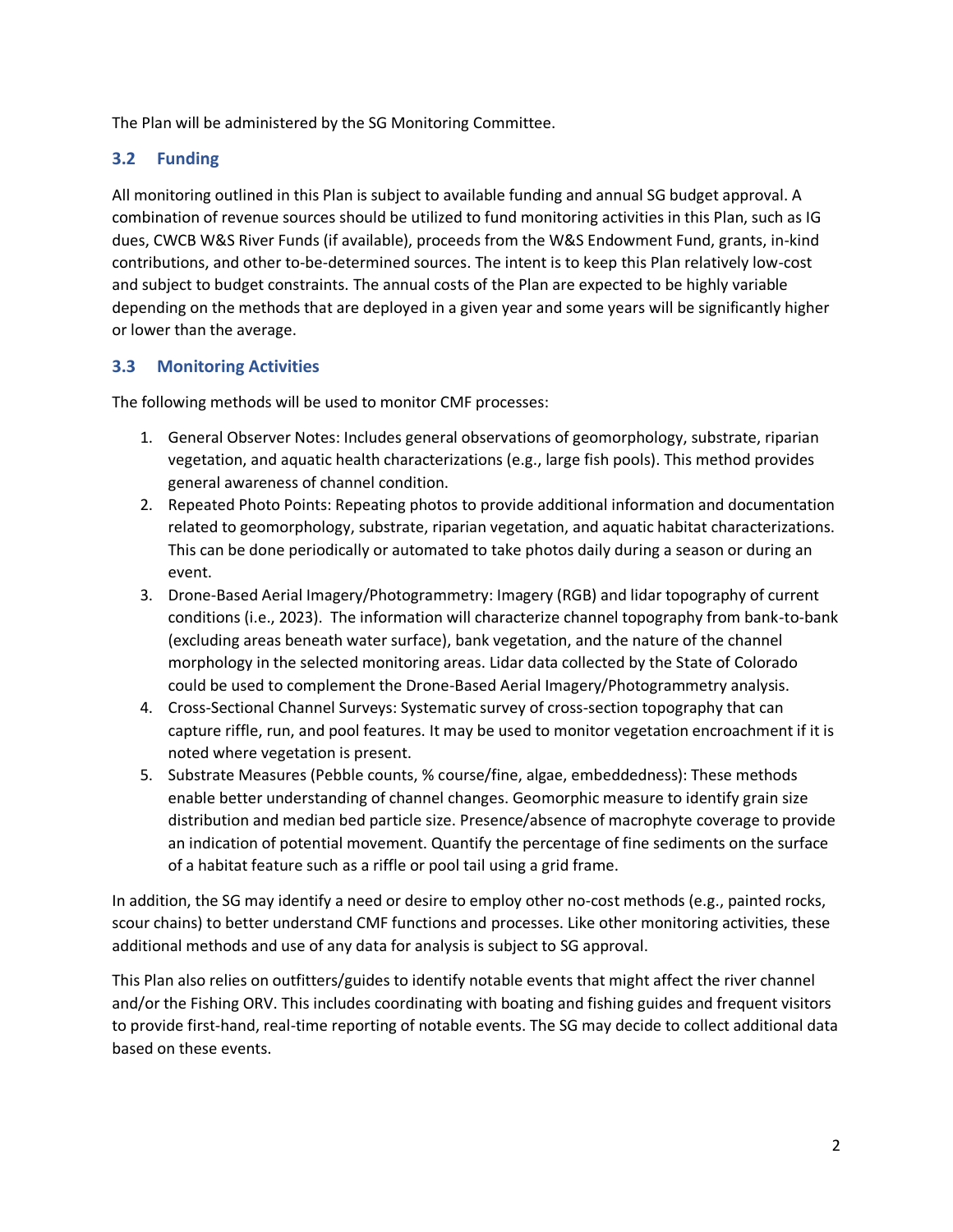The Plan will be administered by the SG Monitoring Committee.

### 3.2 Funding

All monitoring outlined in this Plan is subject to available funding and annual SG budget approval. A combination of revenue sources should be utilized to fund monitoring activities in this Plan, such as IG dues, CWCB W&S River Funds (if available), proceeds from the W&S Endowment Fund, grants, in-kind contributions, and other to-be-determined sources. The intent is to keep this Plan relatively low-cost and subject to budget constraints. The annual costs of the Plan are expected to be highly variable depending on the methods that are deployed in a given year and some years will be significantly higher or lower than the average.

### 3.3 Monitoring Activities

The following methods will be used to monitor CMF processes:

1. General Observer Notes: Includes general observations of geomorphology, substrate, riparian vegetation, and aquatic health characterizations (e.g., large fish pools). This method provides general awareness of channel condition.
2. Repeated Photo Points: Repeating photos to provide additional information and documentation related to geomorphology, substrate, riparian vegetation, and aquatic habitat characterizations. This can be done periodically or automated to take photos daily during a season or during an event.
3. Drone-Based Aerial Imagery/Photogrammetry: Imagery (RGB) and lidar topography of current conditions (i.e., 2023). The information will characterize channel topography from bank-to-bank (excluding areas beneath water surface), bank vegetation, and the nature of the channel morphology in the selected monitoring areas. Lidar data collected by the State of Colorado could be used to complement the Drone-Based Aerial Imagery/Photogrammetry analysis.
4. Cross-Sectional Channel Surveys: Systematic survey of cross-section topography that can capture riffle, run, and pool features. It may be used to monitor vegetation encroachment if it is noted where vegetation is present.
5. Substrate Measures (Pebble counts, % course/fine, algae, embeddedness): These methods enable better understanding of channel changes. Geomorphic measure to identify grain size distribution and median bed particle size. Presence/absence of macrophyte coverage to provide an indication of potential movement. Quantify the percentage of fine sediments on the surface of a habitat feature such as a riffle or pool tail using a grid frame.

In addition, the SG may identify a need or desire to employ other no-cost methods (e.g., painted rocks, scour chains) to better understand CMF functions and processes. Like other monitoring activities, these additional methods and use of any data for analysis is subject to SG approval.

This Plan also relies on outfitters/guides to identify notable events that might affect the river channel and/or the Fishing ORV. This includes coordinating with boating and fishing guides and frequent visitors to provide first-hand, real-time reporting of notable events. The SG may decide to collect additional data based on these events.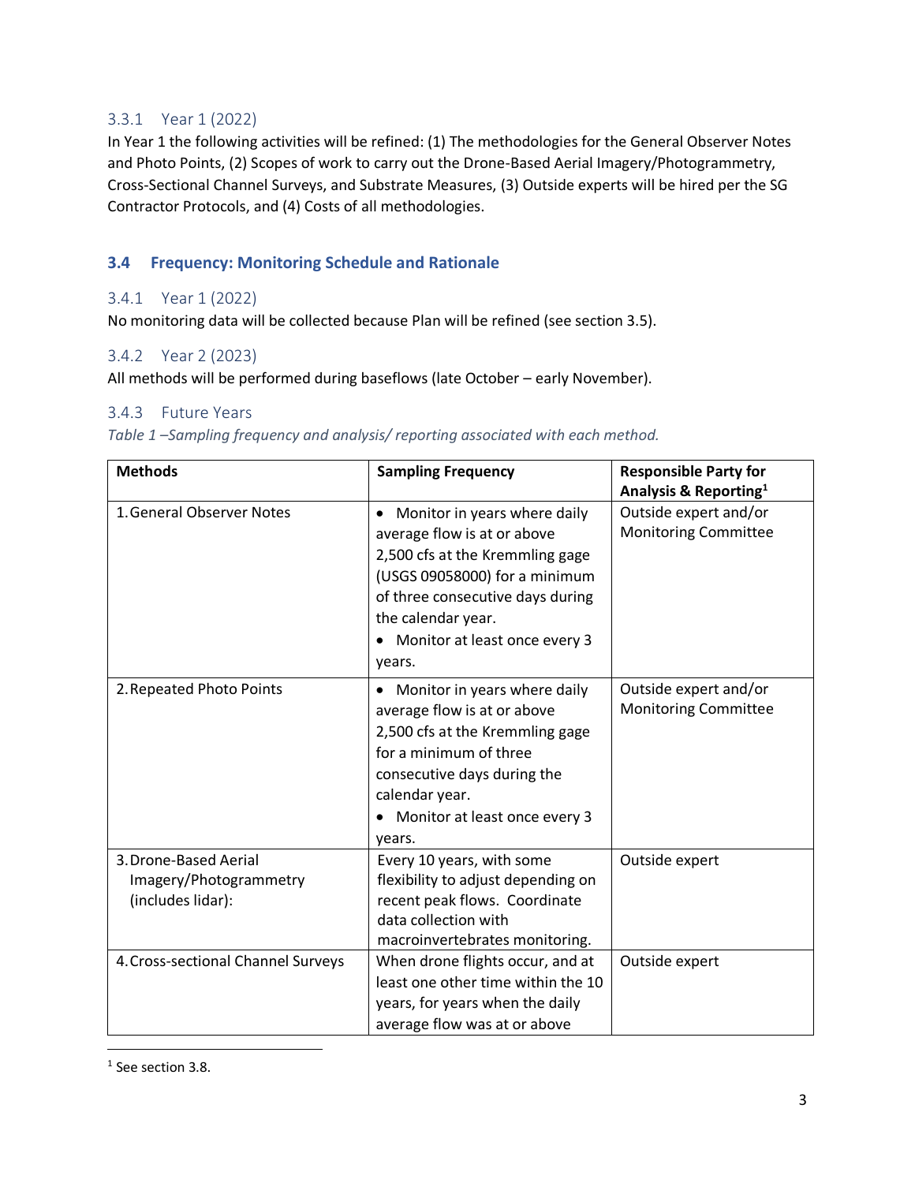### 3.3.1 Year 1 (2022)

In Year 1 the following activities will be refined: (1) The methodologies for the General Observer Notes and Photo Points, (2) Scopes of work to carry out the Drone-Based Aerial Imagery/Photogrammetry, Cross-Sectional Channel Surveys, and Substrate Measures, (3) Outside experts will be hired per the SG Contractor Protocols, and (4) Costs of all methodologies.

## 3.4 Frequency: Monitoring Schedule and Rationale

### 3.4.1 Year 1 (2022)

No monitoring data will be collected because Plan will be refined (see section 3.5).

### 3.4.2 Year 2 (2023)

All methods will be performed during baseflows (late October – early November).

### 3.4.3 Future Years

*Table 1 –Sampling frequency and analysis/ reporting associated with each method.*

| Methods | Sampling Frequency | Responsible Party for Analysis & Reporting[1] |
|---|---|---|
| 1. General Observer Notes | • Monitor in years where daily average flow is at or above 2,500 cfs at the Kremmling gage (USGS 09058000) for a minimum of three consecutive days during the calendar year. <br> • Monitor at least once every 3 years. | Outside expert and/or Monitoring Committee |
| 2. Repeated Photo Points | • Monitor in years where daily average flow is at or above 2,500 cfs at the Kremmling gage for a minimum of three consecutive days during the calendar year. <br> • Monitor at least once every 3 years. | Outside expert and/or Monitoring Committee |
| 3. Drone-Based Aerial Imagery/Photogrammetry (includes lidar): | Every 10 years, with some flexibility to adjust depending on recent peak flows. Coordinate data collection with macroinvertebrates monitoring. | Outside expert |
| 4. Cross-sectional Channel Surveys | When drone flights occur, and at least one other time within the 10 years, for years when the daily average flow was at or above | Outside expert |

[1] See section 3.8.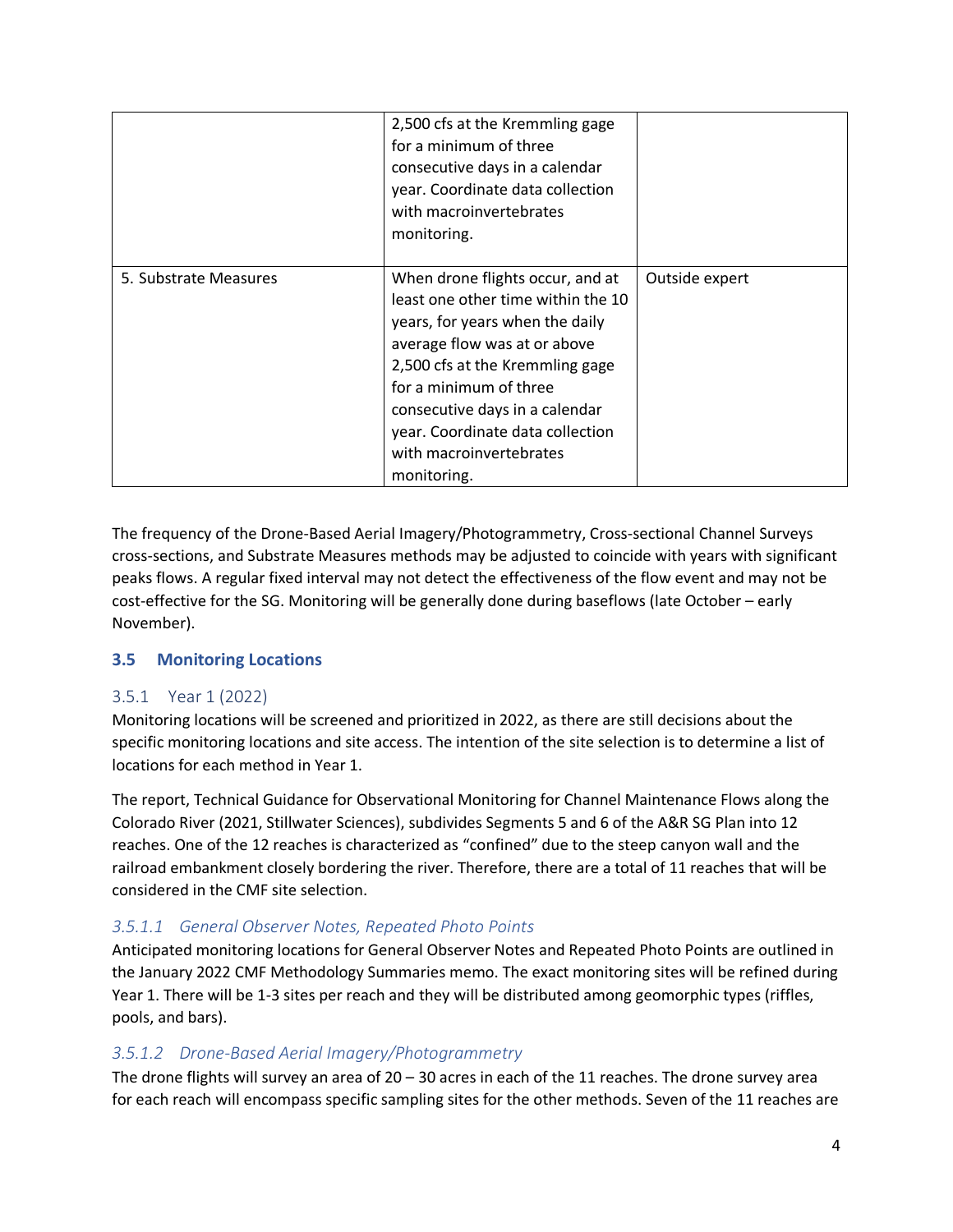| | | |
|---|---|---|
| | 2,500 cfs at the Kremmling gage for a minimum of three consecutive days in a calendar year. Coordinate data collection with macroinvertebrates monitoring. | |
| 5. Substrate Measures | When drone flights occur, and at least one other time within the 10 years, for years when the daily average flow was at or above 2,500 cfs at the Kremmling gage for a minimum of three consecutive days in a calendar year. Coordinate data collection with macroinvertebrates monitoring. | Outside expert |

The frequency of the Drone-Based Aerial Imagery/Photogrammetry, Cross-sectional Channel Surveys cross-sections, and Substrate Measures methods may be adjusted to coincide with years with significant peaks flows. A regular fixed interval may not detect the effectiveness of the flow event and may not be cost-effective for the SG. Monitoring will be generally done during baseflows (late October – early November).

## 3.5 Monitoring Locations

### 3.5.1 Year 1 (2022)

Monitoring locations will be screened and prioritized in 2022, as there are still decisions about the specific monitoring locations and site access. The intention of the site selection is to determine a list of locations for each method in Year 1.

The report, Technical Guidance for Observational Monitoring for Channel Maintenance Flows along the Colorado River (2021, Stillwater Sciences), subdivides Segments 5 and 6 of the A&R SG Plan into 12 reaches. One of the 12 reaches is characterized as "confined" due to the steep canyon wall and the railroad embankment closely bordering the river. Therefore, there are a total of 11 reaches that will be considered in the CMF site selection.

#### *3.5.1.1 General Observer Notes, Repeated Photo Points*

Anticipated monitoring locations for General Observer Notes and Repeated Photo Points are outlined in the January 2022 CMF Methodology Summaries memo. The exact monitoring sites will be refined during Year 1. There will be 1-3 sites per reach and they will be distributed among geomorphic types (riffles, pools, and bars).

#### *3.5.1.2 Drone-Based Aerial Imagery/Photogrammetry*

The drone flights will survey an area of 20 – 30 acres in each of the 11 reaches. The drone survey area for each reach will encompass specific sampling sites for the other methods. Seven of the 11 reaches are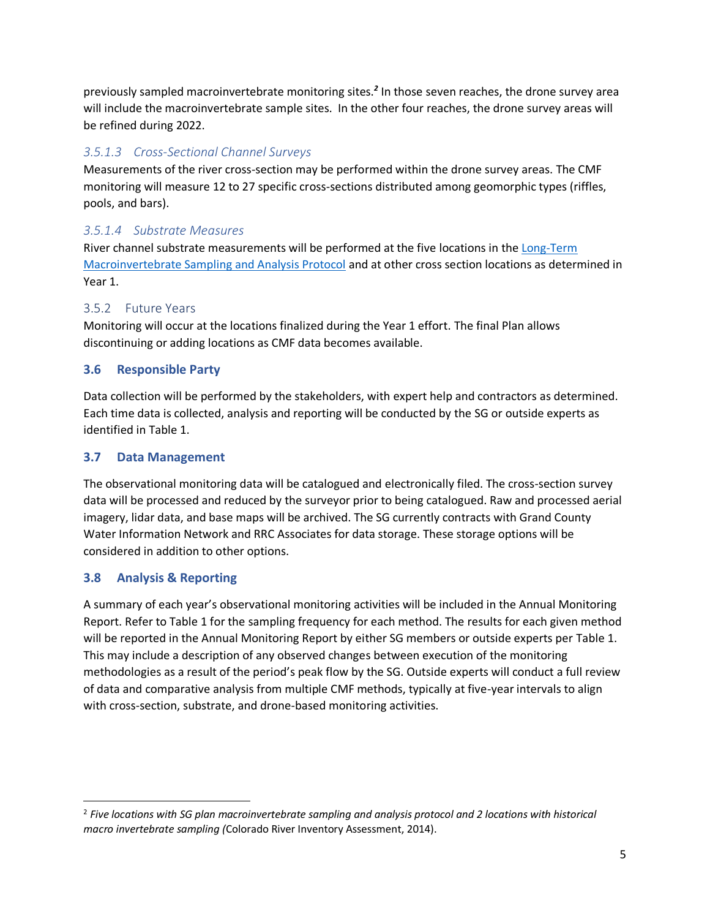previously sampled macroinvertebrate monitoring sites.[2] In those seven reaches, the drone survey area will include the macroinvertebrate sample sites. In the other four reaches, the drone survey areas will be refined during 2022.

#### *3.5.1.3 Cross-Sectional Channel Surveys*

Measurements of the river cross-section may be performed within the drone survey areas. The CMF monitoring will measure 12 to 27 specific cross-sections distributed among geomorphic types (riffles, pools, and bars).

#### *3.5.1.4 Substrate Measures*

River channel substrate measurements will be performed at the five locations in the Long-Term Macroinvertebrate Sampling and Analysis Protocol and at other cross section locations as determined in Year 1.

### 3.5.2 Future Years

Monitoring will occur at the locations finalized during the Year 1 effort. The final Plan allows discontinuing or adding locations as CMF data becomes available.

## 3.6 Responsible Party

Data collection will be performed by the stakeholders, with expert help and contractors as determined. Each time data is collected, analysis and reporting will be conducted by the SG or outside experts as identified in Table 1.

## 3.7 Data Management

The observational monitoring data will be catalogued and electronically filed. The cross-section survey data will be processed and reduced by the surveyor prior to being catalogued. Raw and processed aerial imagery, lidar data, and base maps will be archived. The SG currently contracts with Grand County Water Information Network and RRC Associates for data storage. These storage options will be considered in addition to other options.

## 3.8 Analysis & Reporting

A summary of each year's observational monitoring activities will be included in the Annual Monitoring Report. Refer to Table 1 for the sampling frequency for each method. The results for each given method will be reported in the Annual Monitoring Report by either SG members or outside experts per Table 1. This may include a description of any observed changes between execution of the monitoring methodologies as a result of the period's peak flow by the SG. Outside experts will conduct a full review of data and comparative analysis from multiple CMF methods, typically at five-year intervals to align with cross-section, substrate, and drone-based monitoring activities.

---

[2] *Five locations with SG plan macroinvertebrate sampling and analysis protocol and 2 locations with historical macro invertebrate sampling (*Colorado River Inventory Assessment, 2014).